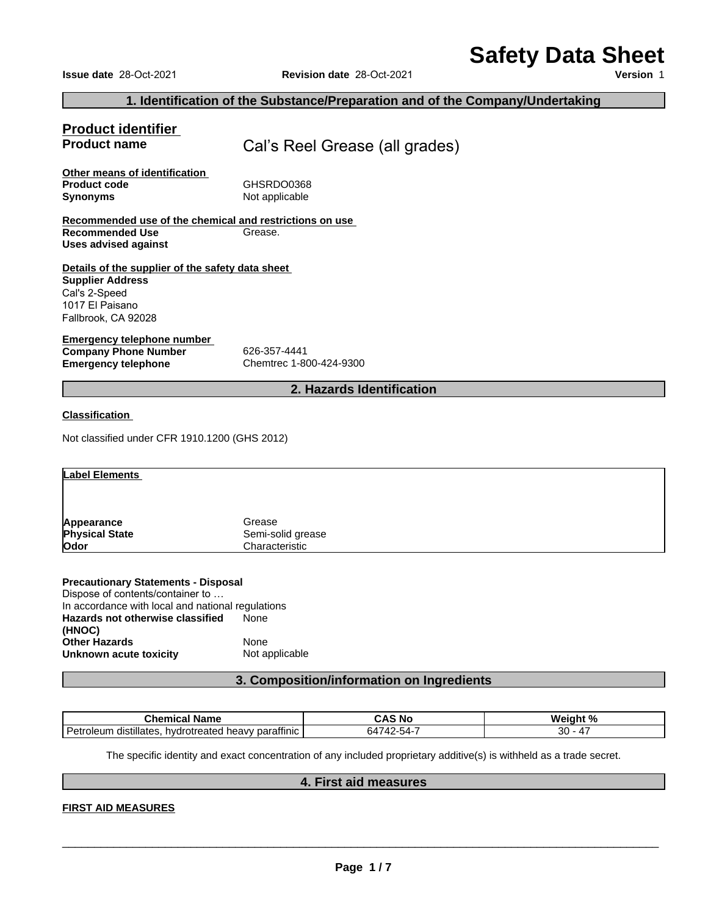# Safety Data Sheet

**Issue date** 28-Oct-2021 **Revision date** 28-Oct-2021 **Version** 1

## 1. Identification of the Substance/Preparation and of the Company/Undertaking

### Product identifier

**Product name** Cal's Reel Grease (all grades)

**Other means of identification**

**Product code** GHSRDO0368

**Synonyms** Not applicable

**Recommended use of the chemical and restrictions on use**

**Recommended Use** Grease.

**Uses advised against**

**Details of the supplier of the safety data sheet**

**Supplier Address**

Cal's 2-Speed
1017 El Paisano
Fallbrook, CA 92028

**Emergency telephone number**

**Company Phone Number** 626-357-4441

**Emergency telephone** Chemtrec 1-800-424-9300

## 2. Hazards Identification

**Classification**

Not classified under CFR 1910.1200 (GHS 2012)

**Label Elements**

| | |
|---|---|
| **Appearance** | Grease |
| **Physical State** | Semi-solid grease |
| **Odor** | Characteristic |

**Precautionary Statements - Disposal**

Dispose of contents/container to …
In accordance with local and national regulations

**Hazards not otherwise classified (HNOC)** None

**Other Hazards** None

**Unknown acute toxicity** Not applicable

## 3. Composition/information on Ingredients

| Chemical Name | CAS No | Weight % |
|---|---|---|
| Petroleum distillates, hydrotreated heavy paraffinic | 64742-54-7 | 30 - 47 |

The specific identity and exact concentration of any included proprietary additive(s) is withheld as a trade secret.

## 4. First aid measures

**FIRST AID MEASURES**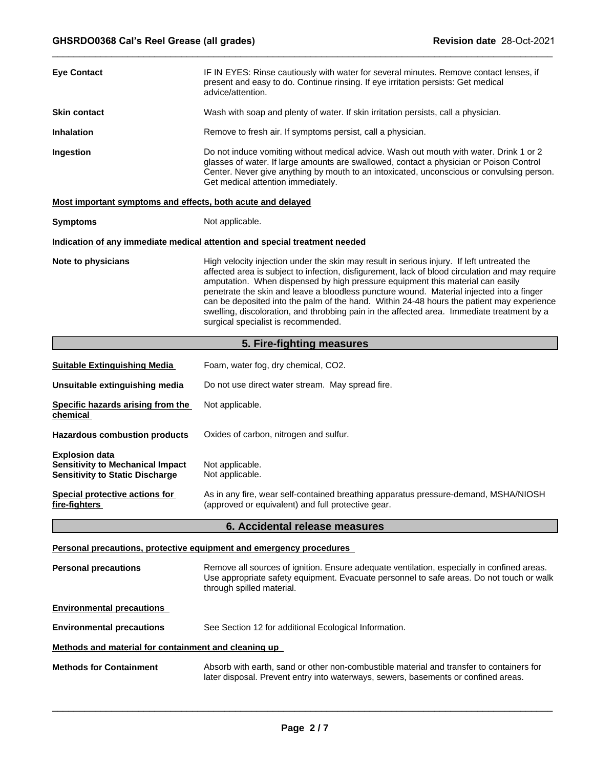**Eye Contact** IF IN EYES: Rinse cautiously with water for several minutes. Remove contact lenses, if present and easy to do. Continue rinsing. If eye irritation persists: Get medical advice/attention.

**Skin contact** Wash with soap and plenty of water. If skin irritation persists, call a physician.

**Inhalation** Remove to fresh air. If symptoms persist, call a physician.

**Ingestion** Do not induce vomiting without medical advice. Wash out mouth with water. Drink 1 or 2 glasses of water. If large amounts are swallowed, contact a physician or Poison Control Center. Never give anything by mouth to an intoxicated, unconscious or convulsing person. Get medical attention immediately.

**Most important symptoms and effects, both acute and delayed**

**Symptoms** Not applicable.

**Indication of any immediate medical attention and special treatment needed**

**Note to physicians** High velocity injection under the skin may result in serious injury. If left untreated the affected area is subject to infection, disfigurement, lack of blood circulation and may require amputation. When dispensed by high pressure equipment this material can easily penetrate the skin and leave a bloodless puncture wound. Material injected into a finger can be deposited into the palm of the hand. Within 24-48 hours the patient may experience swelling, discoloration, and throbbing pain in the affected area. Immediate treatment by a surgical specialist is recommended.

## 5. Fire-fighting measures

**Suitable Extinguishing Media** Foam, water fog, dry chemical, $CO_2$.

**Unsuitable extinguishing media** Do not use direct water stream. May spread fire.

**Specific hazards arising from the chemical** Not applicable.

**Hazardous combustion products** Oxides of carbon, nitrogen and sulfur.

**Explosion data**
**Sensitivity to Mechanical Impact** Not applicable.
**Sensitivity to Static Discharge** Not applicable.

**Special protective actions for fire-fighters** As in any fire, wear self-contained breathing apparatus pressure-demand, MSHA/NIOSH (approved or equivalent) and full protective gear.

## 6. Accidental release measures

**Personal precautions, protective equipment and emergency procedures**

**Personal precautions** Remove all sources of ignition. Ensure adequate ventilation, especially in confined areas. Use appropriate safety equipment. Evacuate personnel to safe areas. Do not touch or walk through spilled material.

**Environmental precautions**

**Environmental precautions** See Section 12 for additional Ecological Information.

**Methods and material for containment and cleaning up**

**Methods for Containment** Absorb with earth, sand or other non-combustible material and transfer to containers for later disposal. Prevent entry into waterways, sewers, basements or confined areas.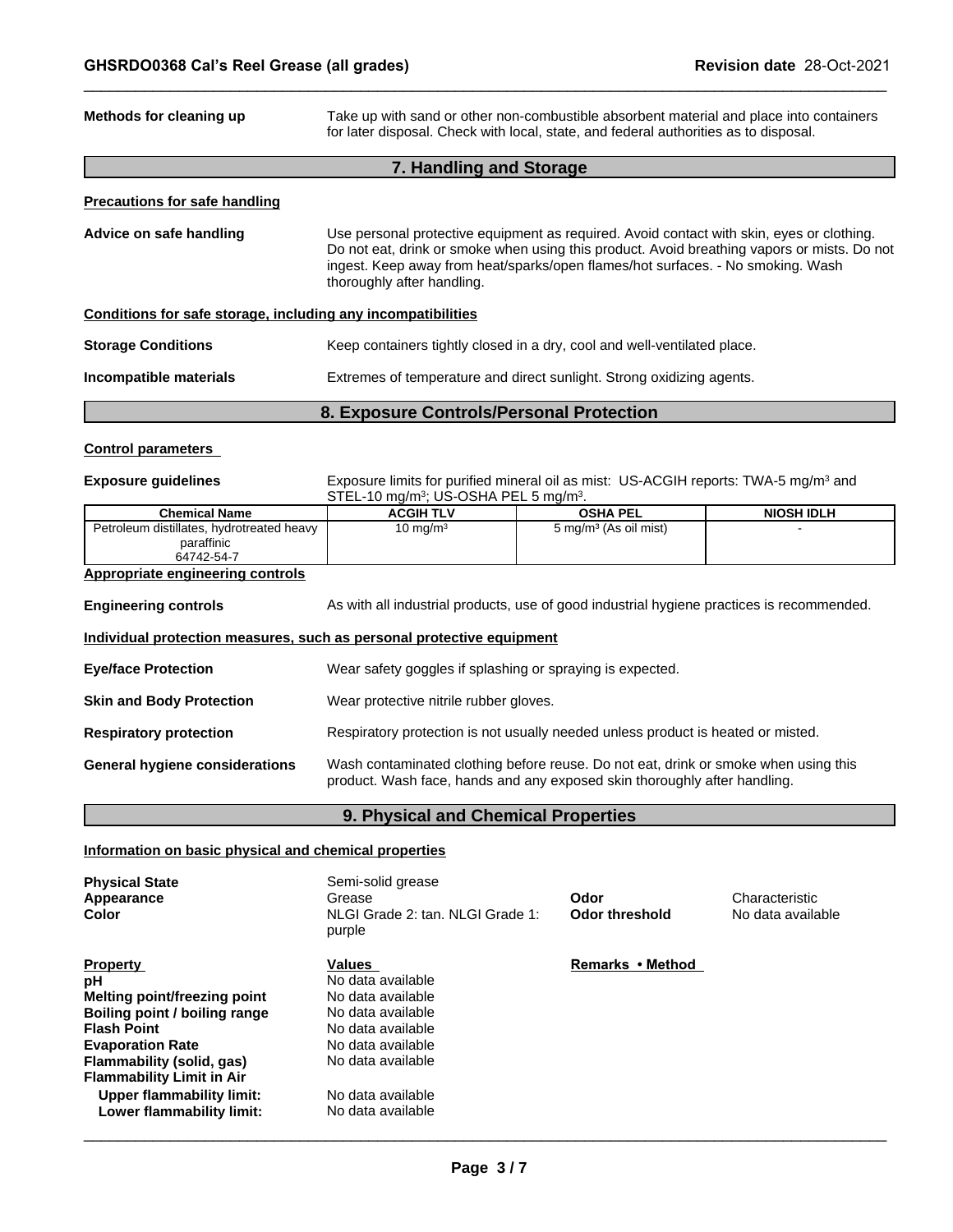**Methods for cleaning up** Take up with sand or other non-combustible absorbent material and place into containers for later disposal. Check with local, state, and federal authorities as to disposal.

## 7. Handling and Storage

**Precautions for safe handling**

**Advice on safe handling** Use personal protective equipment as required. Avoid contact with skin, eyes or clothing. Do not eat, drink or smoke when using this product. Avoid breathing vapors or mists. Do not ingest. Keep away from heat/sparks/open flames/hot surfaces. - No smoking. Wash thoroughly after handling.

**Conditions for safe storage, including any incompatibilities**

**Storage Conditions** Keep containers tightly closed in a dry, cool and well-ventilated place.

**Incompatible materials** Extremes of temperature and direct sunlight. Strong oxidizing agents.

## 8. Exposure Controls/Personal Protection

**Control parameters**

**Exposure guidelines** Exposure limits for purified mineral oil as mist: US-ACGIH reports: TWA-5 mg/m³ and STEL-10 mg/m³; US-OSHA PEL 5 mg/m³.

| Chemical Name | ACGIH TLV | OSHA PEL | NIOSH IDLH |
|---|---|---|---|
| Petroleum distillates, hydrotreated heavy paraffinic 64742-54-7 | 10 mg/m³ | 5 mg/m³ (As oil mist) | - |

**Appropriate engineering controls**

**Engineering controls** As with all industrial products, use of good industrial hygiene practices is recommended.

**Individual protection measures, such as personal protective equipment**

**Eye/face Protection** Wear safety goggles if splashing or spraying is expected.

**Skin and Body Protection** Wear protective nitrile rubber gloves.

**Respiratory protection** Respiratory protection is not usually needed unless product is heated or misted.

**General hygiene considerations** Wash contaminated clothing before reuse. Do not eat, drink or smoke when using this product. Wash face, hands and any exposed skin thoroughly after handling.

## 9. Physical and Chemical Properties

**Information on basic physical and chemical properties**

**Physical State** Semi-solid grease
**Appearance** Grease
**Color** NLGI Grade 2: tan. NLGI Grade 1: purple
**Odor** Characteristic
**Odor threshold** No data available

| Property | Values | Remarks • Method |
|---|---|---|
| **pH** | No data available | |
| **Melting point/freezing point** | No data available | |
| **Boiling point / boiling range** | No data available | |
| **Flash Point** | No data available | |
| **Evaporation Rate** | No data available | |
| **Flammability (solid, gas)** | No data available | |
| **Flammability Limit in Air** | | |
| **Upper flammability limit:** | No data available | |
| **Lower flammability limit:** | No data available | |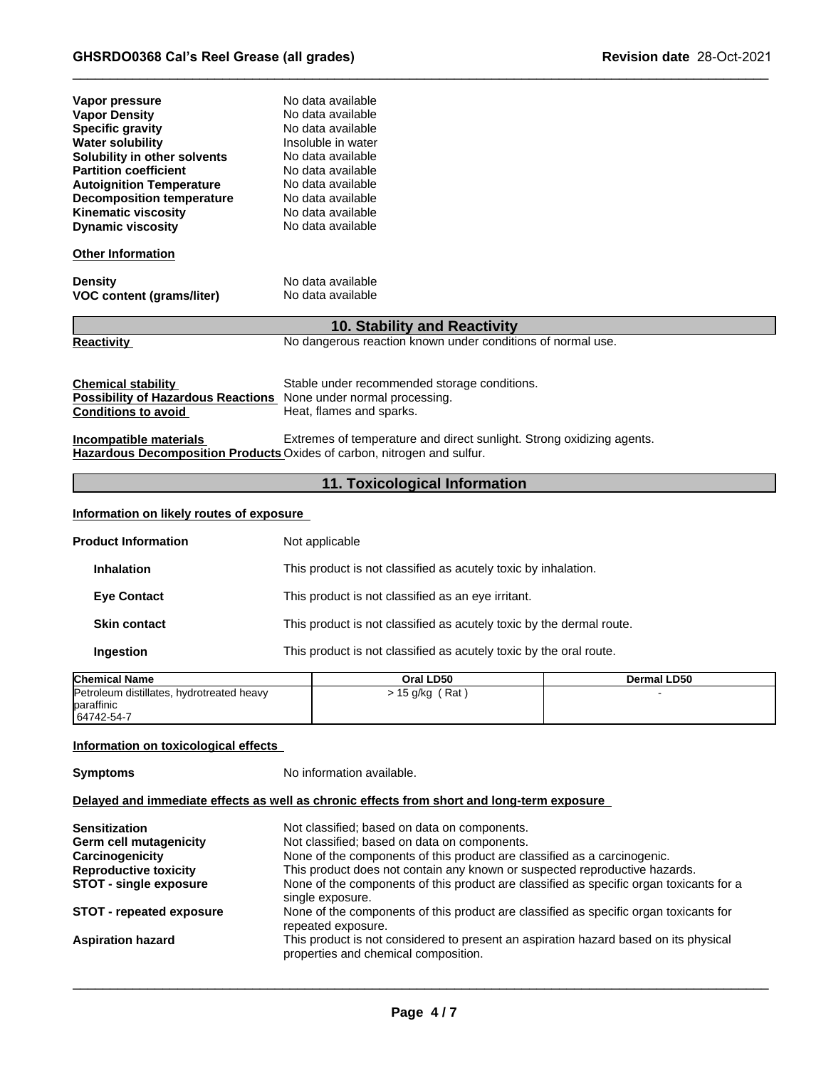**Vapor pressure** No data available
**Vapor Density** No data available
**Specific gravity** No data available
**Water solubility** Insoluble in water
**Solubility in other solvents** No data available
**Partition coefficient** No data available
**Autoignition Temperature** No data available
**Decomposition temperature** No data available
**Kinematic viscosity** No data available
**Dynamic viscosity** No data available

**Other Information**

**Density** No data available
**VOC content (grams/liter)** No data available

## 10. Stability and Reactivity

**Reactivity** No dangerous reaction known under conditions of normal use.

**Chemical stability** Stable under recommended storage conditions.
**Possibility of Hazardous Reactions** None under normal processing.
**Conditions to avoid** Heat, flames and sparks.

**Incompatible materials** Extremes of temperature and direct sunlight. Strong oxidizing agents.
**Hazardous Decomposition Products** Oxides of carbon, nitrogen and sulfur.

## 11. Toxicological Information

**Information on likely routes of exposure**

**Product Information** Not applicable

**Inhalation** This product is not classified as acutely toxic by inhalation.

**Eye Contact** This product is not classified as an eye irritant.

**Skin contact** This product is not classified as acutely toxic by the dermal route.

**Ingestion** This product is not classified as acutely toxic by the oral route.

| Chemical Name | Oral LD50 | Dermal LD50 |
|---|---|---|
| Petroleum distillates, hydrotreated heavy paraffinic 64742-54-7 | > 15 g/kg ( Rat ) | - |

**Information on toxicological effects**

**Symptoms** No information available.

**Delayed and immediate effects as well as chronic effects from short and long-term exposure**

**Sensitization** Not classified; based on data on components.
**Germ cell mutagenicity** Not classified; based on data on components.
**Carcinogenicity** None of the components of this product are classified as a carcinogenic.
**Reproductive toxicity** This product does not contain any known or suspected reproductive hazards.
**STOT - single exposure** None of the components of this product are classified as specific organ toxicants for a single exposure.
**STOT - repeated exposure** None of the components of this product are classified as specific organ toxicants for repeated exposure.
**Aspiration hazard** This product is not considered to present an aspiration hazard based on its physical properties and chemical composition.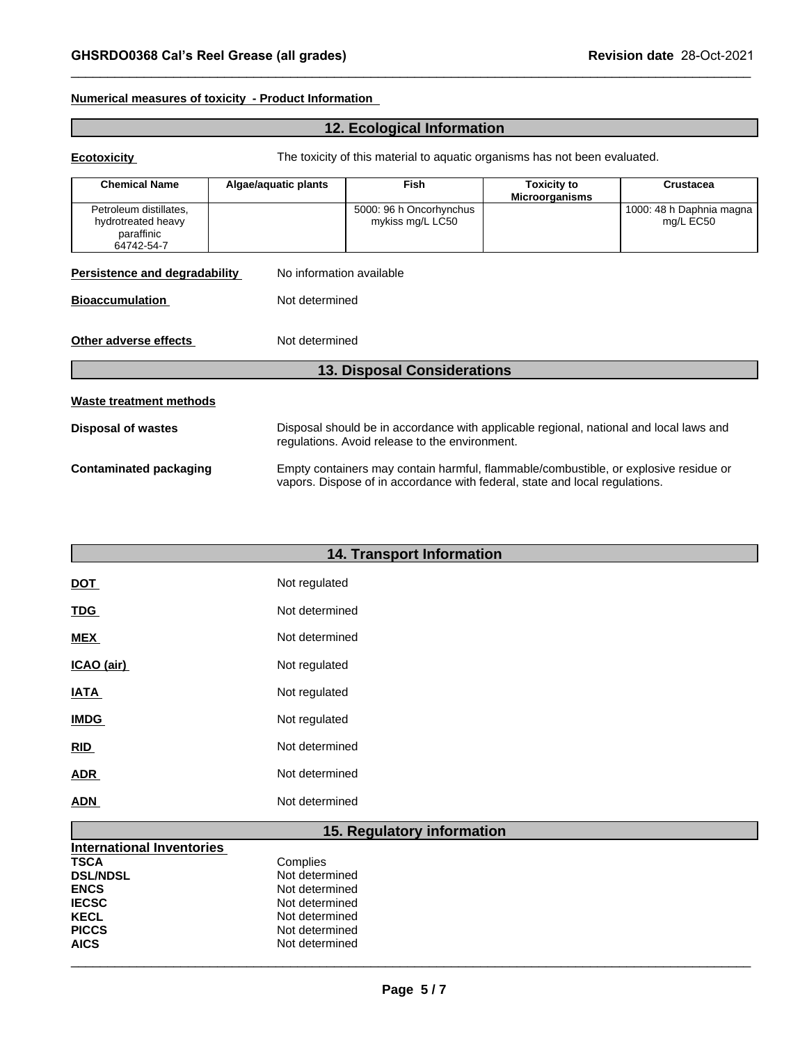**Numerical measures of toxicity - Product Information**

## 12. Ecological Information

**Ecotoxicity** The toxicity of this material to aquatic organisms has not been evaluated.

| Chemical Name | Algae/aquatic plants | Fish | Toxicity to Microorganisms | Crustacea |
|---|---|---|---|---|
| Petroleum distillates, hydrotreated heavy paraffinic 64742-54-7 | | 5000: 96 h Oncorhynchus mykiss mg/L LC50 | | 1000: 48 h Daphnia magna mg/L EC50 |

**Persistence and degradability** No information available

**Bioaccumulation** Not determined

**Other adverse effects** Not determined

## 13. Disposal Considerations

**Waste treatment methods**

**Disposal of wastes** Disposal should be in accordance with applicable regional, national and local laws and regulations. Avoid release to the environment.

**Contaminated packaging** Empty containers may contain harmful, flammable/combustible, or explosive residue or vapors. Dispose of in accordance with federal, state and local regulations.

## 14. Transport Information

**DOT** Not regulated

**TDG** Not determined

**MEX** Not determined

**ICAO (air)** Not regulated

**IATA** Not regulated

**IMDG** Not regulated

**RID** Not determined

**ADR** Not determined

**ADN** Not determined

## 15. Regulatory information

**International Inventories**

**TSCA** Complies
**DSL/NDSL** Not determined
**ENCS** Not determined
**IECSC** Not determined
**KECL** Not determined
**PICCS** Not determined
**AICS** Not determined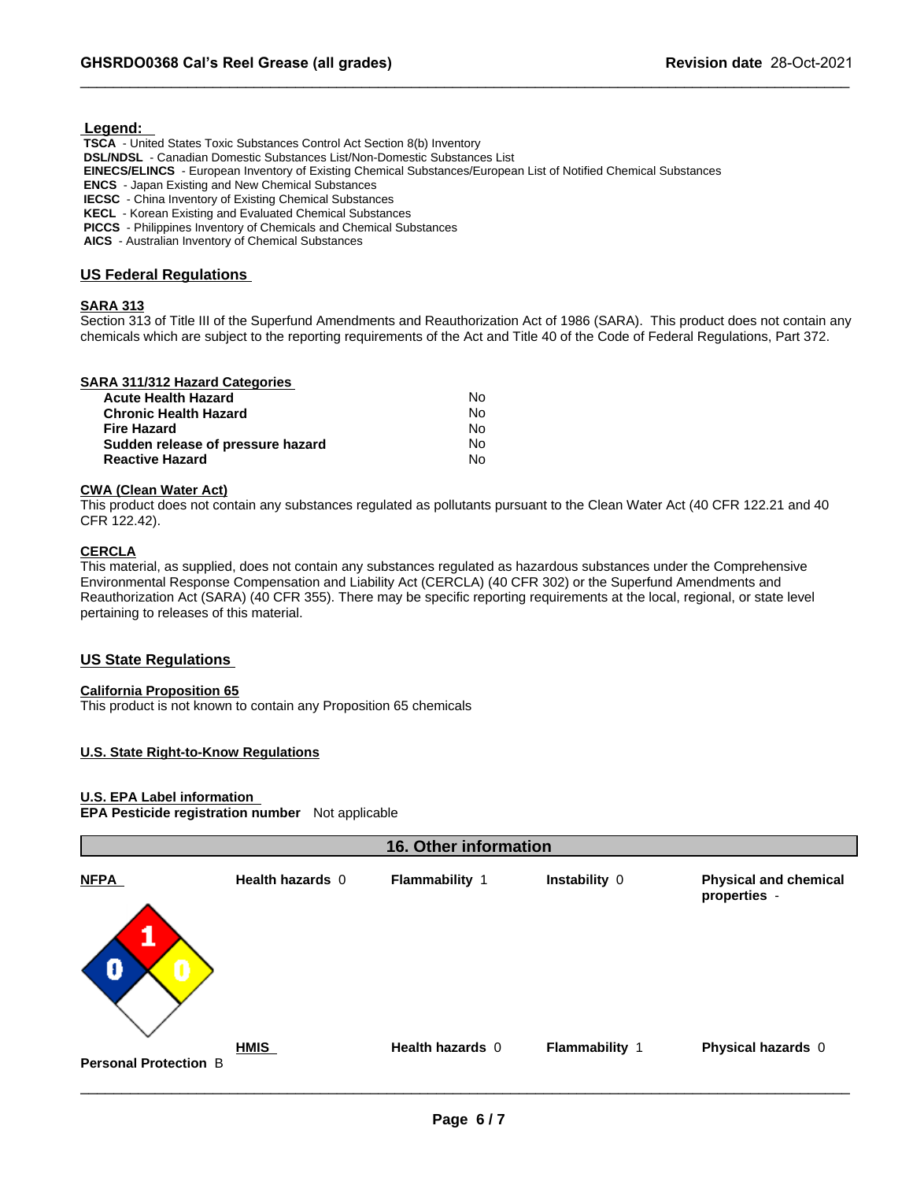**Legend:**

**TSCA** - United States Toxic Substances Control Act Section 8(b) Inventory
**DSL/NDSL** - Canadian Domestic Substances List/Non-Domestic Substances List
**EINECS/ELINCS** - European Inventory of Existing Chemical Substances/European List of Notified Chemical Substances
**ENCS** - Japan Existing and New Chemical Substances
**IECSC** - China Inventory of Existing Chemical Substances
**KECL** - Korean Existing and Evaluated Chemical Substances
**PICCS** - Philippines Inventory of Chemicals and Chemical Substances
**AICS** - Australian Inventory of Chemical Substances

## US Federal Regulations

**SARA 313**

Section 313 of Title III of the Superfund Amendments and Reauthorization Act of 1986 (SARA). This product does not contain any chemicals which are subject to the reporting requirements of the Act and Title 40 of the Code of Federal Regulations, Part 372.

**SARA 311/312 Hazard Categories**

| | |
|---|---|
| **Acute Health Hazard** | No |
| **Chronic Health Hazard** | No |
| **Fire Hazard** | No |
| **Sudden release of pressure hazard** | No |
| **Reactive Hazard** | No |

**CWA (Clean Water Act)**

This product does not contain any substances regulated as pollutants pursuant to the Clean Water Act (40 CFR 122.21 and 40 CFR 122.42).

**CERCLA**

This material, as supplied, does not contain any substances regulated as hazardous substances under the Comprehensive Environmental Response Compensation and Liability Act (CERCLA) (40 CFR 302) or the Superfund Amendments and Reauthorization Act (SARA) (40 CFR 355). There may be specific reporting requirements at the local, regional, or state level pertaining to releases of this material.

## US State Regulations

**California Proposition 65**

This product is not known to contain any Proposition 65 chemicals

**U.S. State Right-to-Know Regulations**

**U.S. EPA Label information**

**EPA Pesticide registration number** Not applicable

## 16. Other information

| | | | | |
|---|---|---|---|---|
| **NFPA** | **Health hazards** 0 | **Flammability** 1 | **Instability** 0 | **Physical and chemical properties** - |
| **Personal Protection** B | **HMIS** | **Health hazards** 0 | **Flammability** 1 | **Physical hazards** 0 |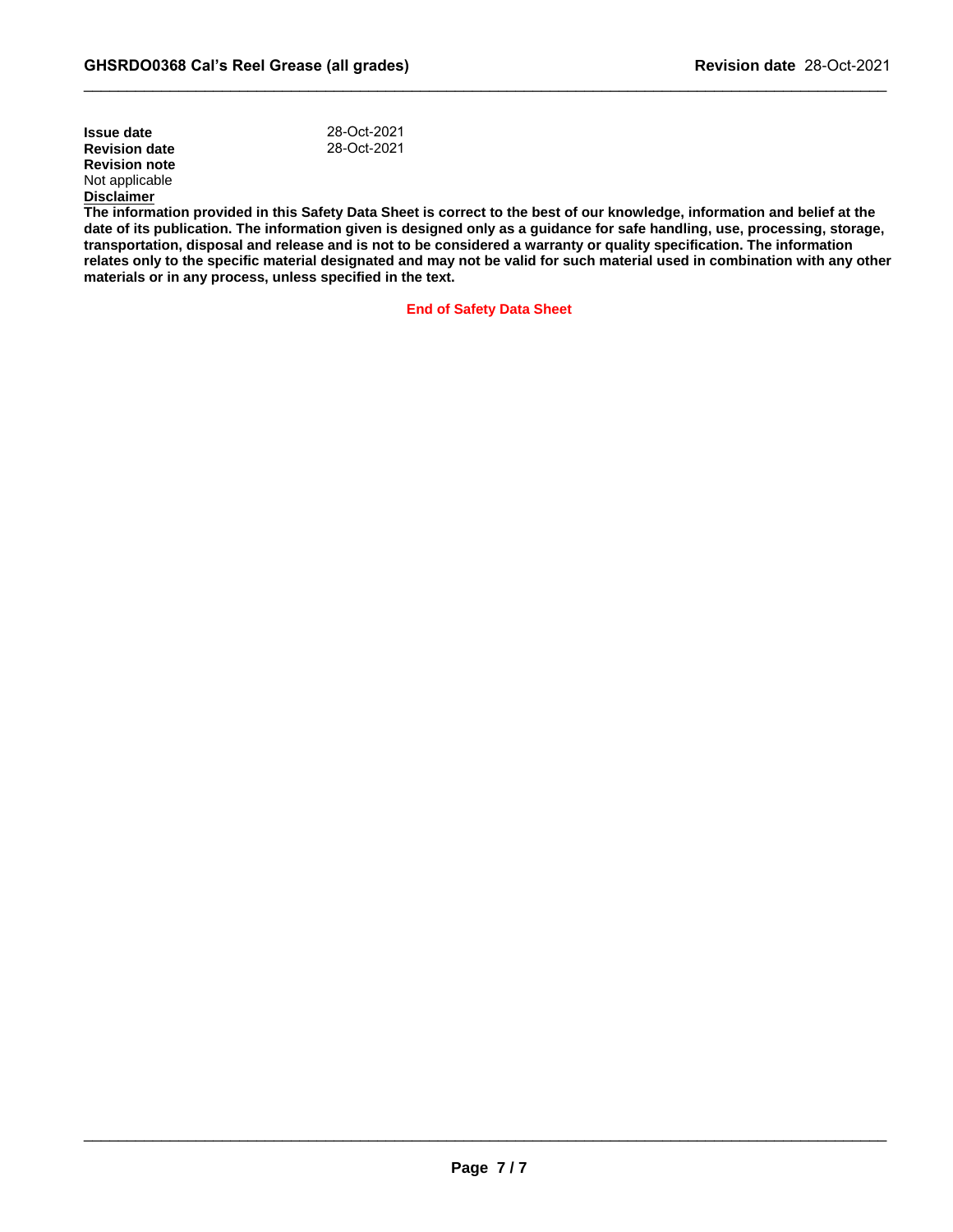**Issue date** 28-Oct-2021

**Revision date** 28-Oct-2021

**Revision note**

Not applicable

**Disclaimer**

**The information provided in this Safety Data Sheet is correct to the best of our knowledge, information and belief at the date of its publication. The information given is designed only as a guidance for safe handling, use, processing, storage, transportation, disposal and release and is not to be considered a warranty or quality specification. The information relates only to the specific material designated and may not be valid for such material used in combination with any other materials or in any process, unless specified in the text.**

**End of Safety Data Sheet**